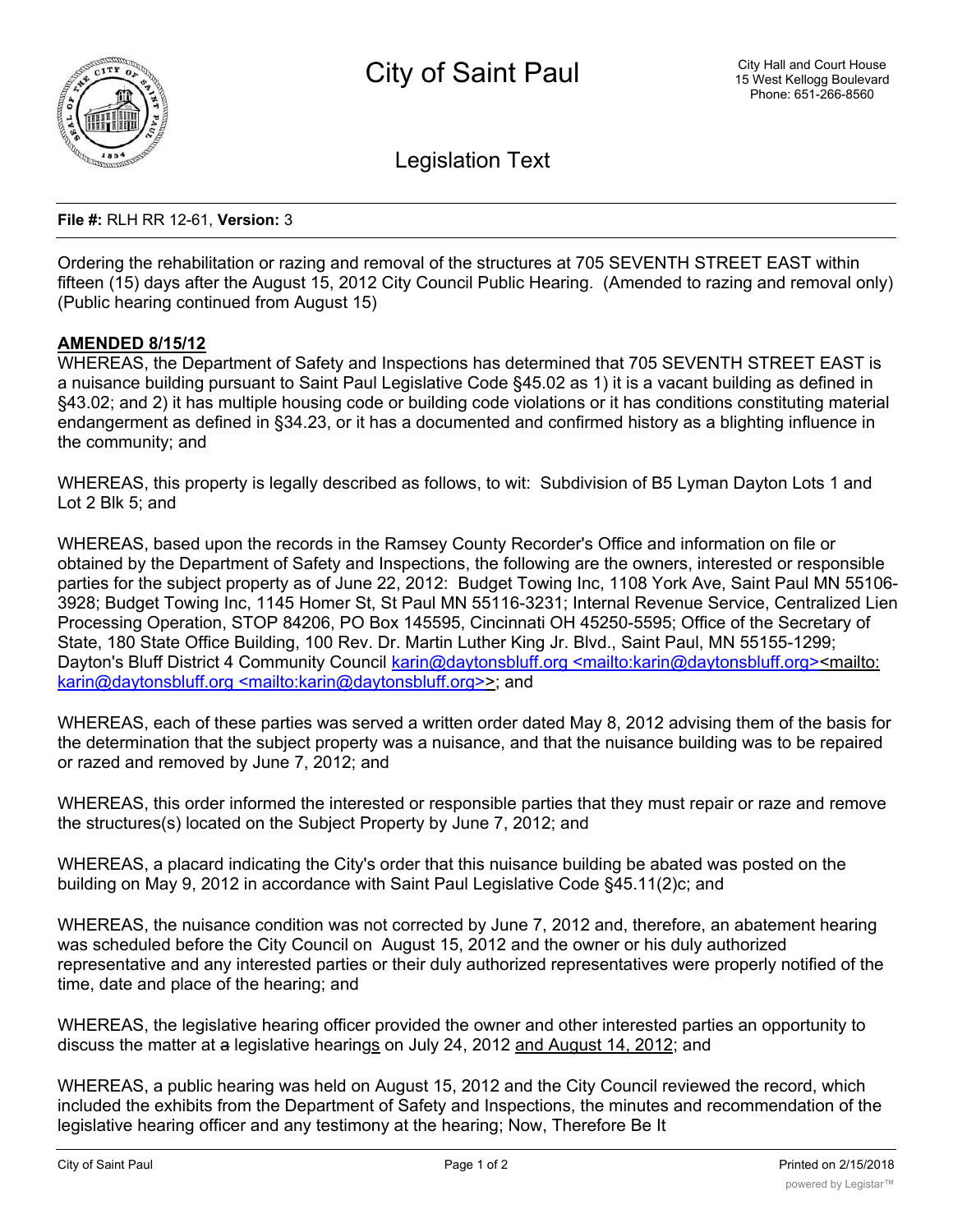# City of Saint Paul

City Hall and Court House
15 West Kellogg Boulevard
Phone: 651-266-8560

## Legislation Text

**File #:** RLH RR 12-61, **Version:** 3

Ordering the rehabilitation or razing and removal of the structures at 705 SEVENTH STREET EAST within fifteen (15) days after the August 15, 2012 City Council Public Hearing. (Amended to razing and removal only) (Public hearing continued from August 15)

**AMENDED 8/15/12**

WHEREAS, the Department of Safety and Inspections has determined that 705 SEVENTH STREET EAST is a nuisance building pursuant to Saint Paul Legislative Code §45.02 as 1) it is a vacant building as defined in §43.02; and 2) it has multiple housing code or building code violations or it has conditions constituting material endangerment as defined in §34.23, or it has a documented and confirmed history as a blighting influence in the community; and

WHEREAS, this property is legally described as follows, to wit: Subdivision of B5 Lyman Dayton Lots 1 and Lot 2 Blk 5; and

WHEREAS, based upon the records in the Ramsey County Recorder's Office and information on file or obtained by the Department of Safety and Inspections, the following are the owners, interested or responsible parties for the subject property as of June 22, 2012: Budget Towing Inc, 1108 York Ave, Saint Paul MN 55106-3928; Budget Towing Inc, 1145 Homer St, St Paul MN 55116-3231; Internal Revenue Service, Centralized Lien Processing Operation, STOP 84206, PO Box 145595, Cincinnati OH 45250-5595; Office of the Secretary of State, 180 State Office Building, 100 Rev. Dr. Martin Luther King Jr. Blvd., Saint Paul, MN 55155-1299; Dayton's Bluff District 4 Community Council karin@daytonsbluff.org <mailto:karin@daytonsbluff.org><mailto:karin@daytonsbluff.org <mailto:karin@daytonsbluff.org>>; and

WHEREAS, each of these parties was served a written order dated May 8, 2012 advising them of the basis for the determination that the subject property was a nuisance, and that the nuisance building was to be repaired or razed and removed by June 7, 2012; and

WHEREAS, this order informed the interested or responsible parties that they must repair or raze and remove the structures(s) located on the Subject Property by June 7, 2012; and

WHEREAS, a placard indicating the City's order that this nuisance building be abated was posted on the building on May 9, 2012 in accordance with Saint Paul Legislative Code §45.11(2)c; and

WHEREAS, the nuisance condition was not corrected by June 7, 2012 and, therefore, an abatement hearing was scheduled before the City Council on August 15, 2012 and the owner or his duly authorized representative and any interested parties or their duly authorized representatives were properly notified of the time, date and place of the hearing; and

WHEREAS, the legislative hearing officer provided the owner and other interested parties an opportunity to discuss the matter at ~~a~~ legislative hearings on July 24, 2012 and August 14, 2012; and

WHEREAS, a public hearing was held on August 15, 2012 and the City Council reviewed the record, which included the exhibits from the Department of Safety and Inspections, the minutes and recommendation of the legislative hearing officer and any testimony at the hearing; Now, Therefore Be It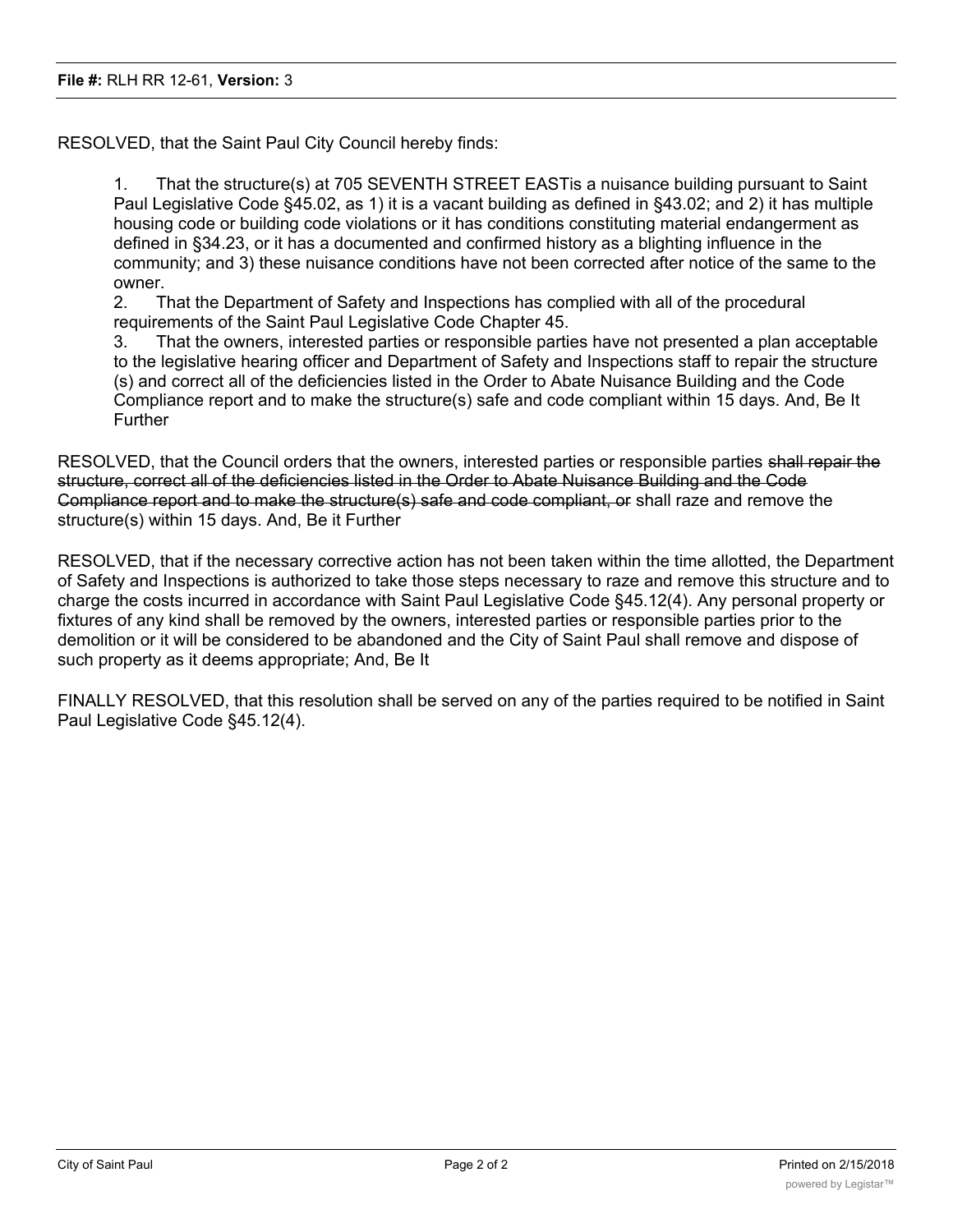**File #:** RLH RR 12-61, **Version:** 3

RESOLVED, that the Saint Paul City Council hereby finds:

1. That the structure(s) at 705 SEVENTH STREET EASTis a nuisance building pursuant to Saint Paul Legislative Code §45.02, as 1) it is a vacant building as defined in §43.02; and 2) it has multiple housing code or building code violations or it has conditions constituting material endangerment as defined in §34.23, or it has a documented and confirmed history as a blighting influence in the community; and 3) these nuisance conditions have not been corrected after notice of the same to the owner.
2. That the Department of Safety and Inspections has complied with all of the procedural requirements of the Saint Paul Legislative Code Chapter 45.
3. That the owners, interested parties or responsible parties have not presented a plan acceptable to the legislative hearing officer and Department of Safety and Inspections staff to repair the structure (s) and correct all of the deficiencies listed in the Order to Abate Nuisance Building and the Code Compliance report and to make the structure(s) safe and code compliant within 15 days. And, Be It Further

RESOLVED, that the Council orders that the owners, interested parties or responsible parties ~~shall repair the structure, correct all of the deficiencies listed in the Order to Abate Nuisance Building and the Code Compliance report and to make the structure(s) safe and code compliant, or~~ shall raze and remove the structure(s) within 15 days. And, Be it Further

RESOLVED, that if the necessary corrective action has not been taken within the time allotted, the Department of Safety and Inspections is authorized to take those steps necessary to raze and remove this structure and to charge the costs incurred in accordance with Saint Paul Legislative Code §45.12(4). Any personal property or fixtures of any kind shall be removed by the owners, interested parties or responsible parties prior to the demolition or it will be considered to be abandoned and the City of Saint Paul shall remove and dispose of such property as it deems appropriate; And, Be It

FINALLY RESOLVED, that this resolution shall be served on any of the parties required to be notified in Saint Paul Legislative Code §45.12(4).